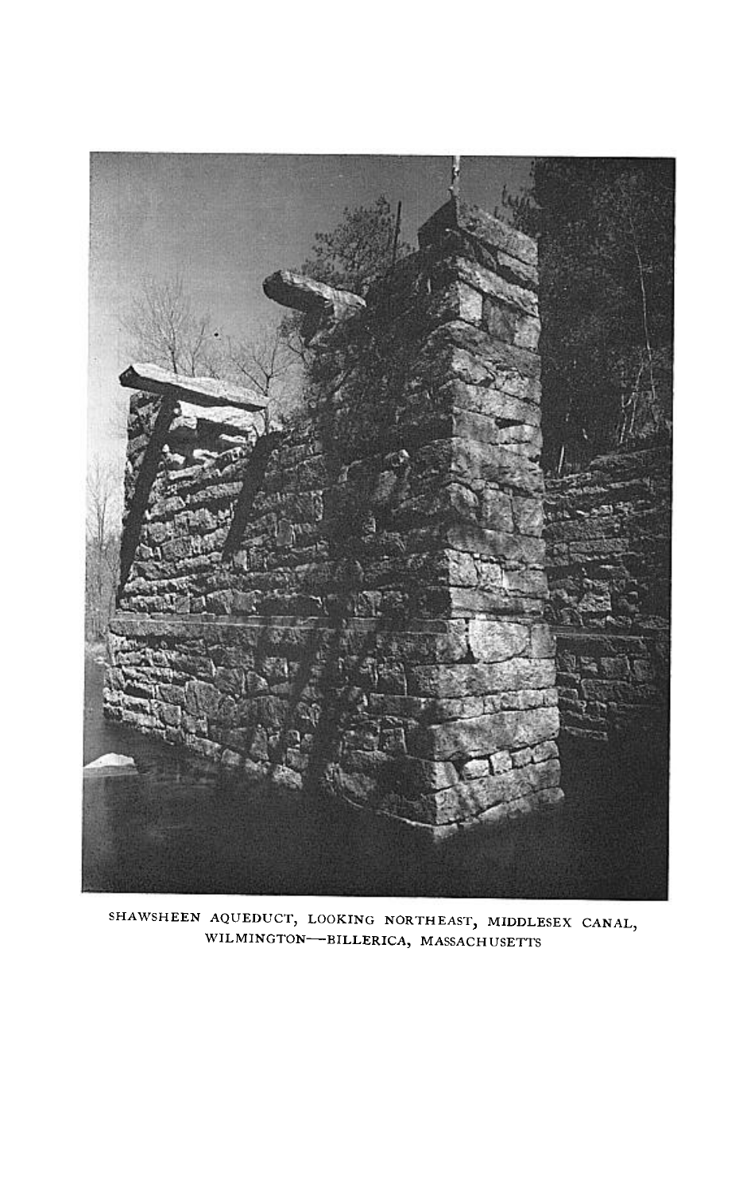SHAWSHEEN AQUEDUCT, LOOKING NORTHEAST, MIDDLESEX CANAL, WILMINGTON—BILLERICA, MASSACHUSETTS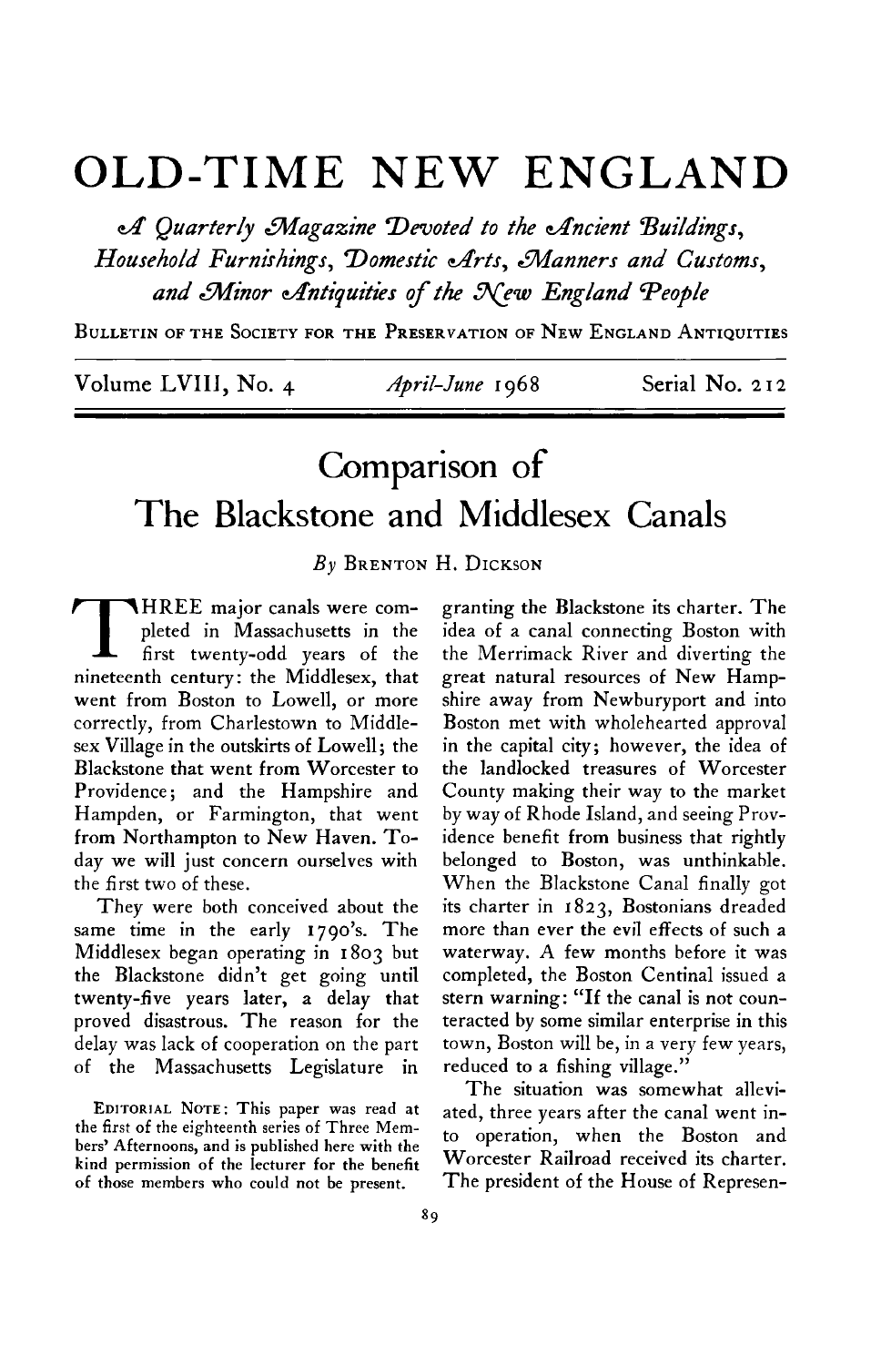# OLD-TIME NEW ENGLAND

*A Quarterly Magazine Devoted to the Ancient Buildings, Household Furnishings, Domestic Arts, Manners and Customs, and Minor Antiquities of the New England People*

BULLETIN OF THE SOCIETY FOR THE PRESERVATION OF NEW ENGLAND ANTIQUITIES

Volume LVIII, No. 4 — *April-June* 1968 — Serial No. 212

## Comparison of The Blackstone and Middlesex Canals

*By* BRENTON H. DICKSON

THREE major canals were completed in Massachusetts in the first twenty-odd years of the nineteenth century: the Middlesex, that went from Boston to Lowell, or more correctly, from Charlestown to Middlesex Village in the outskirts of Lowell; the Blackstone that went from Worcester to Providence; and the Hampshire and Hampden, or Farmington, that went from Northampton to New Haven. Today we will just concern ourselves with the first two of these.

They were both conceived about the same time in the early 1790's. The Middlesex began operating in 1803 but the Blackstone didn't get going until twenty-five years later, a delay that proved disastrous. The reason for the delay was lack of cooperation on the part of the Massachusetts Legislature in granting the Blackstone its charter. The idea of a canal connecting Boston with the Merrimack River and diverting the great natural resources of New Hampshire away from Newburyport and into Boston met with wholehearted approval in the capital city; however, the idea of the landlocked treasures of Worcester County making their way to the market by way of Rhode Island, and seeing Providence benefit from business that rightly belonged to Boston, was unthinkable. When the Blackstone Canal finally got its charter in 1823, Bostonians dreaded more than ever the evil effects of such a waterway. A few months before it was completed, the Boston Centinal issued a stern warning: "If the canal is not counteracted by some similar enterprise in this town, Boston will be, in a very few years, reduced to a fishing village."

The situation was somewhat alleviated, three years after the canal went into operation, when the Boston and Worcester Railroad received its charter. The president of the House of Represen-

EDITORIAL NOTE: This paper was read at the first of the eighteenth series of Three Members' Afternoons, and is published here with the kind permission of the lecturer for the benefit of those members who could not be present.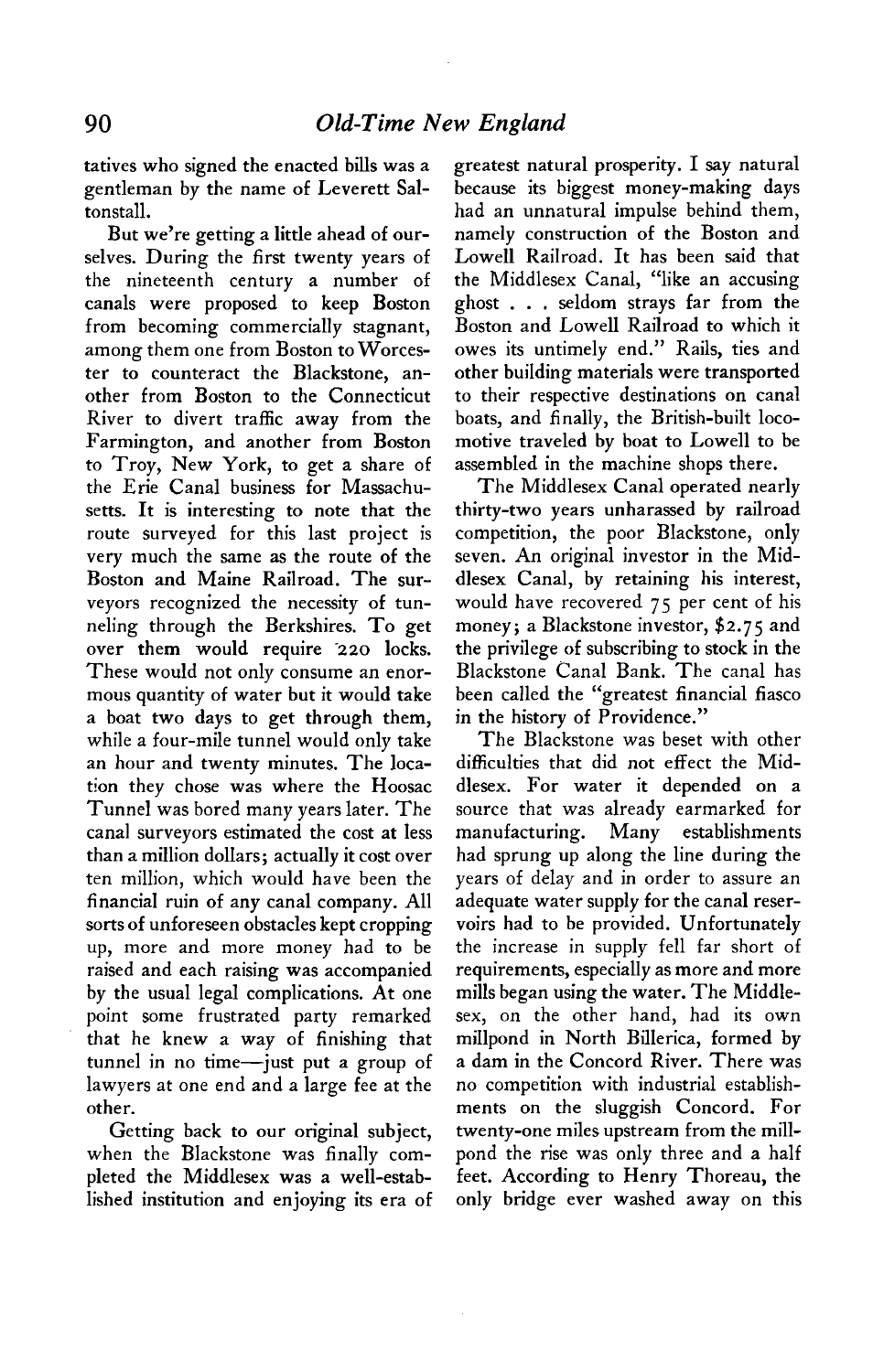tatives who signed the enacted bills was a gentleman by the name of Leverett Saltonstall.

But we're getting a little ahead of ourselves. During the first twenty years of the nineteenth century a number of canals were proposed to keep Boston from becoming commercially stagnant, among them one from Boston to Worcester to counteract the Blackstone, another from Boston to the Connecticut River to divert traffic away from the Farmington, and another from Boston to Troy, New York, to get a share of the Erie Canal business for Massachusetts. It is interesting to note that the route surveyed for this last project is very much the same as the route of the Boston and Maine Railroad. The surveyors recognized the necessity of tunneling through the Berkshires. To get over them would require 220 locks. These would not only consume an enormous quantity of water but it would take a boat two days to get through them, while a four-mile tunnel would only take an hour and twenty minutes. The location they chose was where the Hoosac Tunnel was bored many years later. The canal surveyors estimated the cost at less than a million dollars; actually it cost over ten million, which would have been the financial ruin of any canal company. All sorts of unforeseen obstacles kept cropping up, more and more money had to be raised and each raising was accompanied by the usual legal complications. At one point some frustrated party remarked that he knew a way of finishing that tunnel in no time—just put a group of lawyers at one end and a large fee at the other.

Getting back to our original subject, when the Blackstone was finally completed the Middlesex was a well-established institution and enjoying its era of greatest natural prosperity. I say natural because its biggest money-making days had an unnatural impulse behind them, namely construction of the Boston and Lowell Railroad. It has been said that the Middlesex Canal, "like an accusing ghost . . . seldom strays far from the Boston and Lowell Railroad to which it owes its untimely end." Rails, ties and other building materials were transported to their respective destinations on canal boats, and finally, the British-built locomotive traveled by boat to Lowell to be assembled in the machine shops there.

The Middlesex Canal operated nearly thirty-two years unharassed by railroad competition, the poor Blackstone, only seven. An original investor in the Middlesex Canal, by retaining his interest, would have recovered 75 per cent of his money; a Blackstone investor, $2.75 and the privilege of subscribing to stock in the Blackstone Canal Bank. The canal has been called the "greatest financial fiasco in the history of Providence."

The Blackstone was beset with other difficulties that did not effect the Middlesex. For water it depended on a source that was already earmarked for manufacturing. Many establishments had sprung up along the line during the years of delay and in order to assure an adequate water supply for the canal reservoirs had to be provided. Unfortunately the increase in supply fell far short of requirements, especially as more and more mills began using the water. The Middlesex, on the other hand, had its own millpond in North Billerica, formed by a dam in the Concord River. There was no competition with industrial establishments on the sluggish Concord. For twenty-one miles upstream from the millpond the rise was only three and a half feet. According to Henry Thoreau, the only bridge ever washed away on this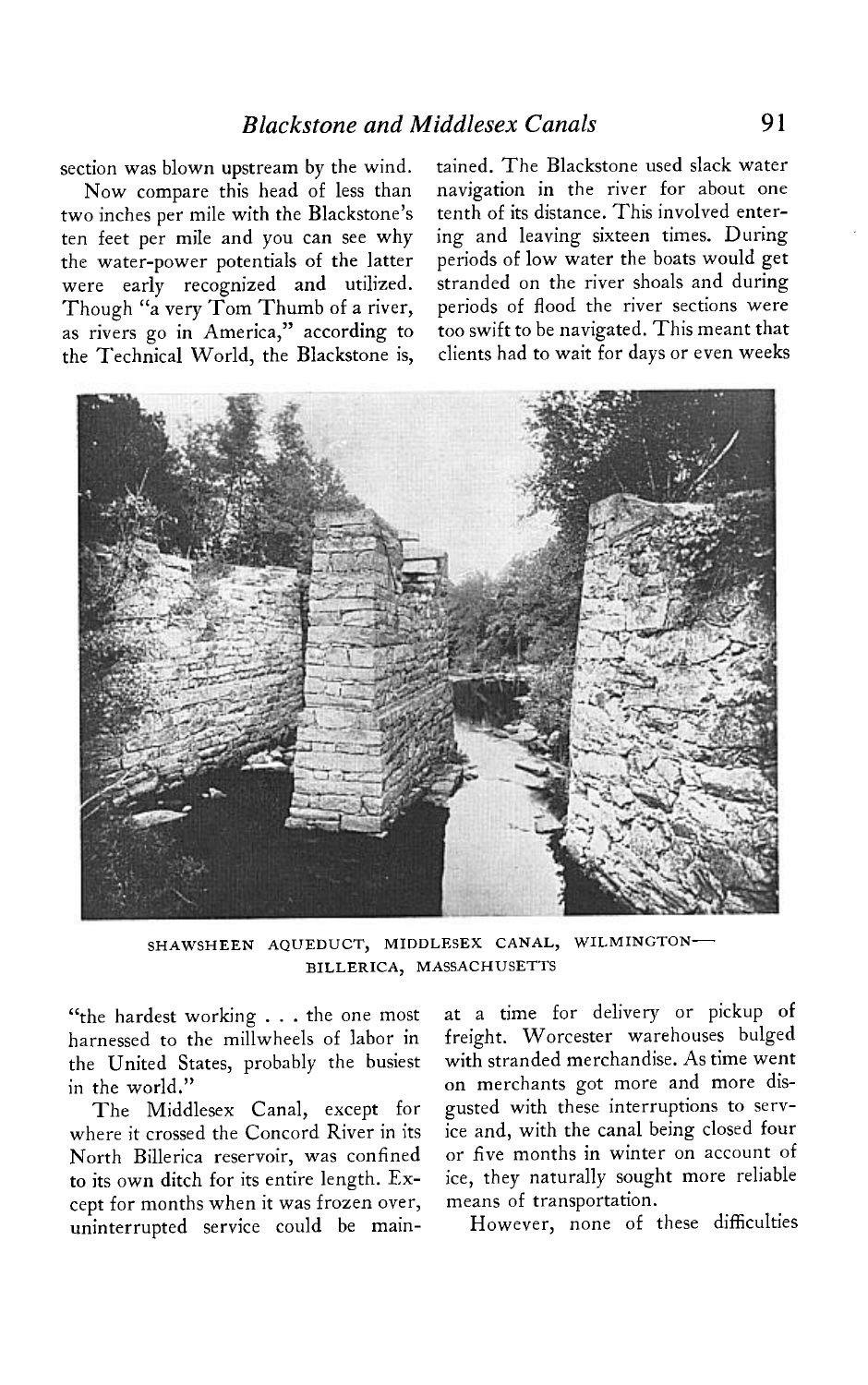section was blown upstream by the wind.

Now compare this head of less than two inches per mile with the Blackstone's ten feet per mile and you can see why the water-power potentials of the latter were early recognized and utilized. Though "a very Tom Thumb of a river, as rivers go in America," according to the Technical World, the Blackstone is, "the hardest working . . . the one most harnessed to the millwheels of labor in the United States, probably the busiest in the world."

The Middlesex Canal, except for where it crossed the Concord River in its North Billerica reservoir, was confined to its own ditch for its entire length. Except for months when it was frozen over, uninterrupted service could be maintained. The Blackstone used slack water navigation in the river for about one tenth of its distance. This involved entering and leaving sixteen times. During periods of low water the boats would get stranded on the river shoals and during periods of flood the river sections were too swift to be navigated. This meant that clients had to wait for days or even weeks at a time for delivery or pickup of freight. Worcester warehouses bulged with stranded merchandise. As time went on merchants got more and more disgusted with these interruptions to service and, with the canal being closed four or five months in winter on account of ice, they naturally sought more reliable means of transportation.

SHAWSHEEN AQUEDUCT, MIDDLESEX CANAL, WILMINGTON—BILLERICA, MASSACHUSETTS

However, none of these difficulties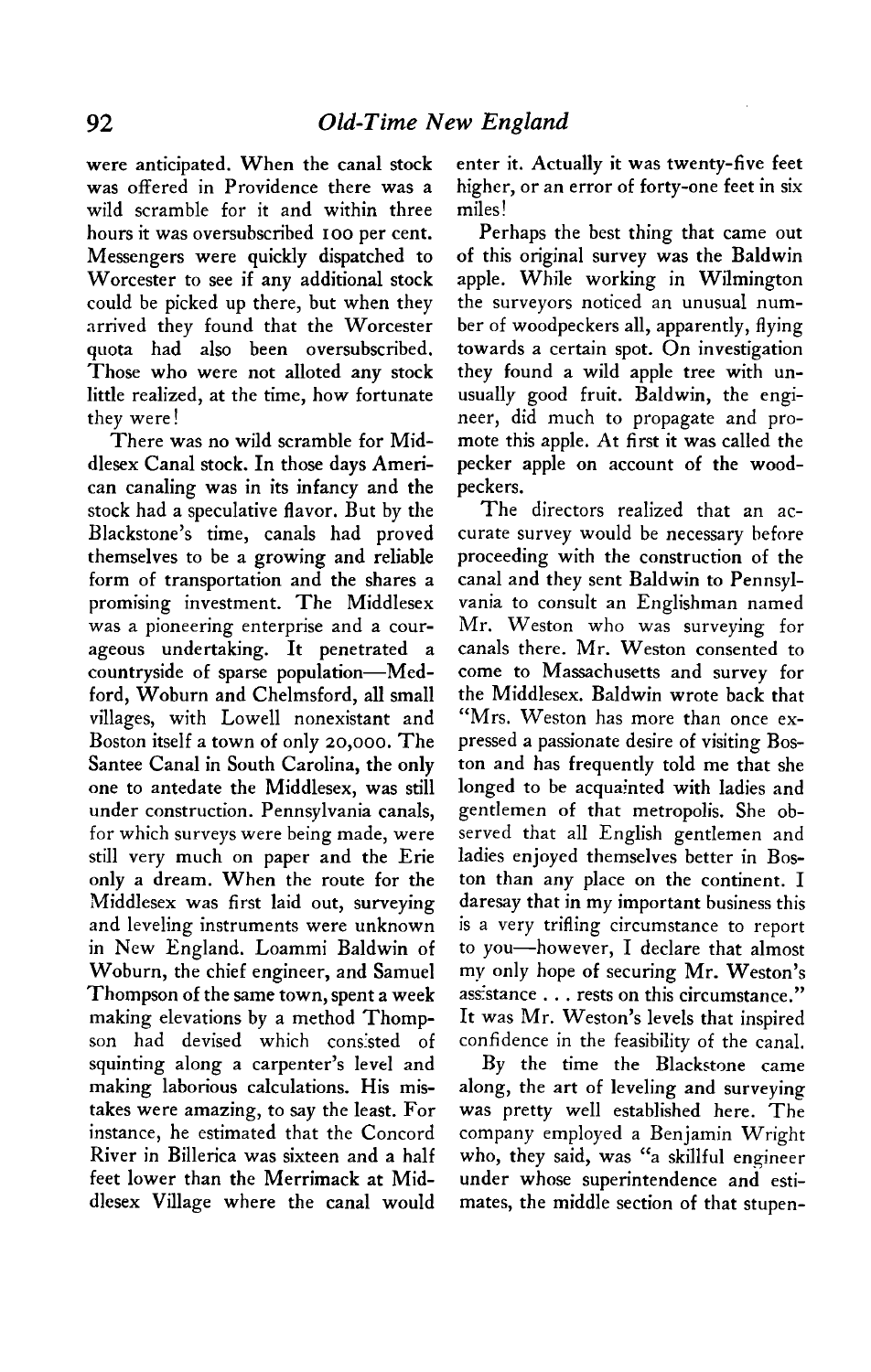were anticipated. When the canal stock was offered in Providence there was a wild scramble for it and within three hours it was oversubscribed 100 per cent. Messengers were quickly dispatched to Worcester to see if any additional stock could be picked up there, but when they arrived they found that the Worcester quota had also been oversubscribed. Those who were not alloted any stock little realized, at the time, how fortunate they were!

There was no wild scramble for Middlesex Canal stock. In those days American canaling was in its infancy and the stock had a speculative flavor. But by the Blackstone's time, canals had proved themselves to be a growing and reliable form of transportation and the shares a promising investment. The Middlesex was a pioneering enterprise and a courageous undertaking. It penetrated a countryside of sparse population—Medford, Woburn and Chelmsford, all small villages, with Lowell nonexistant and Boston itself a town of only 20,000. The Santee Canal in South Carolina, the only one to antedate the Middlesex, was still under construction. Pennsylvania canals, for which surveys were being made, were still very much on paper and the Erie only a dream. When the route for the Middlesex was first laid out, surveying and leveling instruments were unknown in New England. Loammi Baldwin of Woburn, the chief engineer, and Samuel Thompson of the same town, spent a week making elevations by a method Thompson had devised which consisted of squinting along a carpenter's level and making laborious calculations. His mistakes were amazing, to say the least. For instance, he estimated that the Concord River in Billerica was sixteen and a half feet lower than the Merrimack at Middlesex Village where the canal would enter it. Actually it was twenty-five feet higher, or an error of forty-one feet in six miles!

Perhaps the best thing that came out of this original survey was the Baldwin apple. While working in Wilmington the surveyors noticed an unusual number of woodpeckers all, apparently, flying towards a certain spot. On investigation they found a wild apple tree with unusually good fruit. Baldwin, the engineer, did much to propagate and promote this apple. At first it was called the pecker apple on account of the woodpeckers.

The directors realized that an accurate survey would be necessary before proceeding with the construction of the canal and they sent Baldwin to Pennsylvania to consult an Englishman named Mr. Weston who was surveying for canals there. Mr. Weston consented to come to Massachusetts and survey for the Middlesex. Baldwin wrote back that "Mrs. Weston has more than once expressed a passionate desire of visiting Boston and has frequently told me that she longed to be acquainted with ladies and gentlemen of that metropolis. She observed that all English gentlemen and ladies enjoyed themselves better in Boston than any place on the continent. I daresay that in my important business this is a very trifling circumstance to report to you—however, I declare that almost my only hope of securing Mr. Weston's assistance . . . rests on this circumstance." It was Mr. Weston's levels that inspired confidence in the feasibility of the canal.

By the time the Blackstone came along, the art of leveling and surveying was pretty well established here. The company employed a Benjamin Wright who, they said, was "a skillful engineer under whose superintendence and estimates, the middle section of that stupen-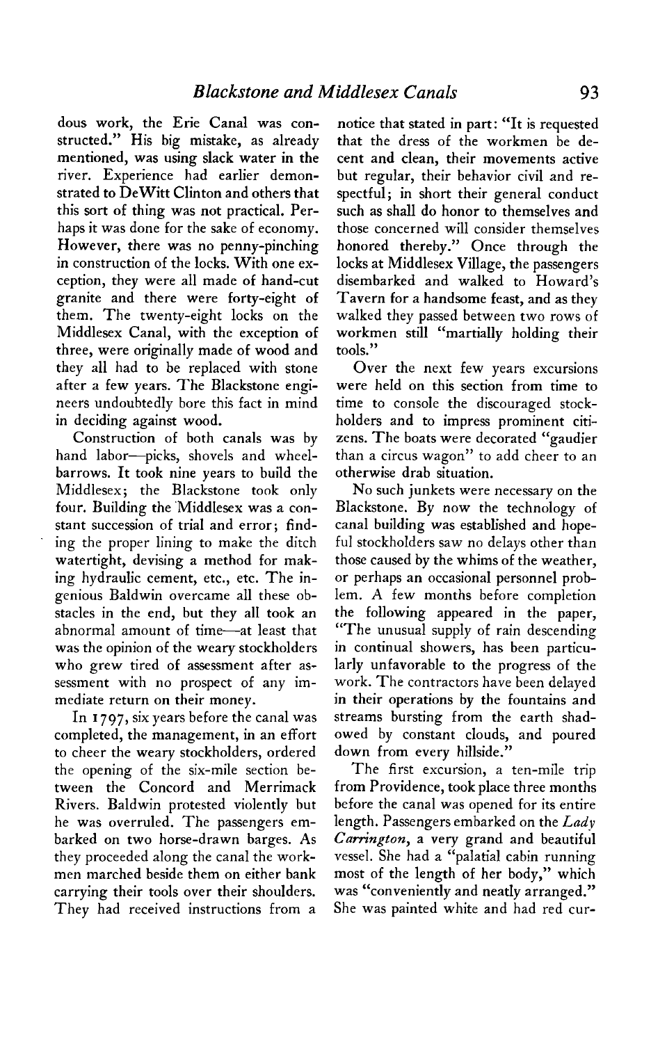dous work, the Erie Canal was constructed." His big mistake, as already mentioned, was using slack water in the river. Experience had earlier demonstrated to DeWitt Clinton and others that this sort of thing was not practical. Perhaps it was done for the sake of economy. However, there was no penny-pinching in construction of the locks. With one exception, they were all made of hand-cut granite and there were forty-eight of them. The twenty-eight locks on the Middlesex Canal, with the exception of three, were originally made of wood and they all had to be replaced with stone after a few years. The Blackstone engineers undoubtedly bore this fact in mind in deciding against wood.

Construction of both canals was by hand labor—picks, shovels and wheelbarrows. It took nine years to build the Middlesex; the Blackstone took only four. Building the Middlesex was a constant succession of trial and error; finding the proper lining to make the ditch watertight, devising a method for making hydraulic cement, etc., etc. The ingenious Baldwin overcame all these obstacles in the end, but they all took an abnormal amount of time—at least that was the opinion of the weary stockholders who grew tired of assessment after assessment with no prospect of any immediate return on their money.

In 1797, six years before the canal was completed, the management, in an effort to cheer the weary stockholders, ordered the opening of the six-mile section between the Concord and Merrimack Rivers. Baldwin protested violently but he was overruled. The passengers embarked on two horse-drawn barges. As they proceeded along the canal the workmen marched beside them on either bank carrying their tools over their shoulders. They had received instructions from a notice that stated in part: "It is requested that the dress of the workmen be decent and clean, their movements active but regular, their behavior civil and respectful; in short their general conduct such as shall do honor to themselves and those concerned will consider themselves honored thereby." Once through the locks at Middlesex Village, the passengers disembarked and walked to Howard's Tavern for a handsome feast, and as they walked they passed between two rows of workmen still "martially holding their tools."

Over the next few years excursions were held on this section from time to time to console the discouraged stockholders and to impress prominent citizens. The boats were decorated "gaudier than a circus wagon" to add cheer to an otherwise drab situation.

No such junkets were necessary on the Blackstone. By now the technology of canal building was established and hopeful stockholders saw no delays other than those caused by the whims of the weather, or perhaps an occasional personnel problem. A few months before completion the following appeared in the paper, "The unusual supply of rain descending in continual showers, has been particularly unfavorable to the progress of the work. The contractors have been delayed in their operations by the fountains and streams bursting from the earth shadowed by constant clouds, and poured down from every hillside."

The first excursion, a ten-mile trip from Providence, took place three months before the canal was opened for its entire length. Passengers embarked on the *Lady Carrington*, a very grand and beautiful vessel. She had a "palatial cabin running most of the length of her body," which was "conveniently and neatly arranged." She was painted white and had red cur-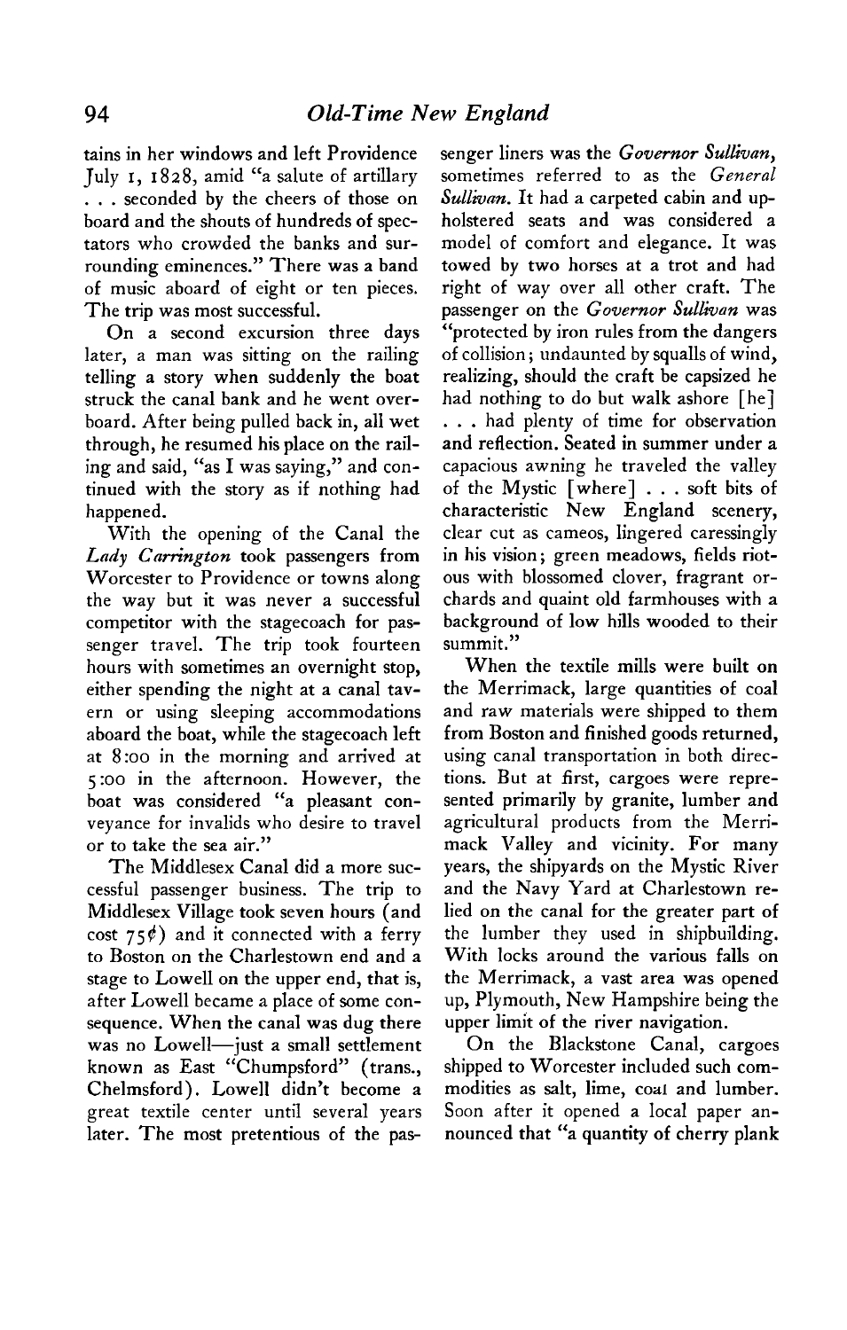tains in her windows and left Providence July 1, 1828, amid "a salute of artillary . . . seconded by the cheers of those on board and the shouts of hundreds of spectators who crowded the banks and surrounding eminences." There was a band of music aboard of eight or ten pieces. The trip was most successful.

On a second excursion three days later, a man was sitting on the railing telling a story when suddenly the boat struck the canal bank and he went overboard. After being pulled back in, all wet through, he resumed his place on the railing and said, "as I was saying," and continued with the story as if nothing had happened.

With the opening of the Canal the *Lady Carrington* took passengers from Worcester to Providence or towns along the way but it was never a successful competitor with the stagecoach for passenger travel. The trip took fourteen hours with sometimes an overnight stop, either spending the night at a canal tavern or using sleeping accommodations aboard the boat, while the stagecoach left at 8:00 in the morning and arrived at 5:00 in the afternoon. However, the boat was considered "a pleasant conveyance for invalids who desire to travel or to take the sea air."

The Middlesex Canal did a more successful passenger business. The trip to Middlesex Village took seven hours (and cost 75¢) and it connected with a ferry to Boston on the Charlestown end and a stage to Lowell on the upper end, that is, after Lowell became a place of some consequence. When the canal was dug there was no Lowell—just a small settlement known as East "Chumpsford" (trans., Chelmsford). Lowell didn't become a great textile center until several years later. The most pretentious of the passenger liners was the *Governor Sullivan,* sometimes referred to as the *General Sullivan.* It had a carpeted cabin and upholstered seats and was considered a model of comfort and elegance. It was towed by two horses at a trot and had right of way over all other craft. The passenger on the *Governor Sullivan* was "protected by iron rules from the dangers of collision; undaunted by squalls of wind, realizing, should the craft be capsized he had nothing to do but walk ashore [he] . . . had plenty of time for observation and reflection. Seated in summer under a capacious awning he traveled the valley of the Mystic [where] . . . soft bits of characteristic New England scenery, clear cut as cameos, lingered caressingly in his vision; green meadows, fields riotous with blossomed clover, fragrant orchards and quaint old farmhouses with a background of low hills wooded to their summit."

When the textile mills were built on the Merrimack, large quantities of coal and raw materials were shipped to them from Boston and finished goods returned, using canal transportation in both directions. But at first, cargoes were represented primarily by granite, lumber and agricultural products from the Merrimack Valley and vicinity. For many years, the shipyards on the Mystic River and the Navy Yard at Charlestown relied on the canal for the greater part of the lumber they used in shipbuilding. With locks around the various falls on the Merrimack, a vast area was opened up, Plymouth, New Hampshire being the upper limit of the river navigation.

On the Blackstone Canal, cargoes shipped to Worcester included such commodities as salt, lime, coal and lumber. Soon after it opened a local paper announced that "a quantity of cherry plank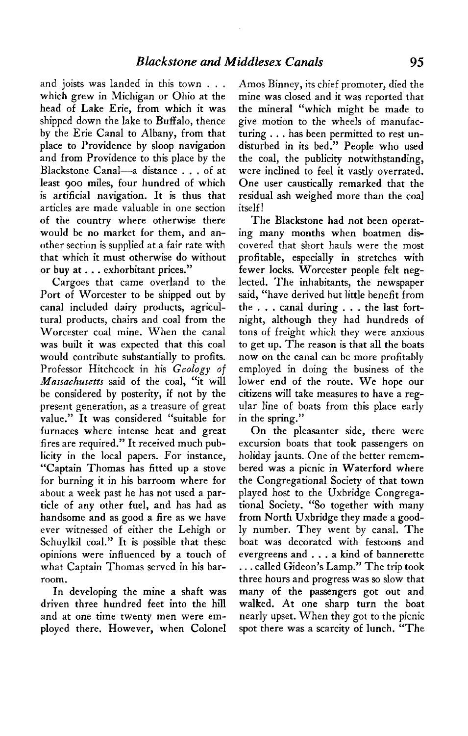and joists was landed in this town . . . which grew in Michigan or Ohio at the head of Lake Erie, from which it was shipped down the lake to Buffalo, thence by the Erie Canal to Albany, from that place to Providence by sloop navigation and from Providence to this place by the Blackstone Canal—a distance . . . of at least 900 miles, four hundred of which is artificial navigation. It is thus that articles are made valuable in one section of the country where otherwise there would be no market for them, and another section is supplied at a fair rate with that which it must otherwise do without or buy at . . . exhorbitant prices."

Cargoes that came overland to the Port of Worcester to be shipped out by canal included dairy products, agricultural products, chairs and coal from the Worcester coal mine. When the canal was built it was expected that this coal would contribute substantially to profits. Professor Hitchcock in his *Geology of Massachusetts* said of the coal, "it will be considered by posterity, if not by the present generation, as a treasure of great value." It was considered "suitable for furnaces where intense heat and great fires are required." It received much publicity in the local papers. For instance, "Captain Thomas has fitted up a stove for burning it in his barroom where for about a week past he has not used a particle of any other fuel, and has had as handsome and as good a fire as we have ever witnessed of either the Lehigh or Schuylkil coal." It is possible that these opinions were influenced by a touch of what Captain Thomas served in his barroom.

In developing the mine a shaft was driven three hundred feet into the hill and at one time twenty men were employed there. However, when Colonel Amos Binney, its chief promoter, died the mine was closed and it was reported that the mineral "which might be made to give motion to the wheels of manufacturing . . . has been permitted to rest undisturbed in its bed." People who used the coal, the publicity notwithstanding, were inclined to feel it vastly overrated. One user caustically remarked that the residual ash weighed more than the coal itself!

The Blackstone had not been operating many months when boatmen discovered that short hauls were the most profitable, especially in stretches with fewer locks. Worcester people felt neglected. The inhabitants, the newspaper said, "have derived but little benefit from the . . . canal during . . . the last fortnight, although they had hundreds of tons of freight which they were anxious to get up. The reason is that all the boats now on the canal can be more profitably employed in doing the business of the lower end of the route. We hope our citizens will take measures to have a regular line of boats from this place early in the spring."

On the pleasanter side, there were excursion boats that took passengers on holiday jaunts. One of the better remembered was a picnic in Waterford where the Congregational Society of that town played host to the Uxbridge Congregational Society. "So together with many from North Uxbridge they made a goodly number. They went by canal. The boat was decorated with festoons and evergreens and . . . a kind of bannerette . . . called Gideon's Lamp." The trip took three hours and progress was so slow that many of the passengers got out and walked. At one sharp turn the boat nearly upset. When they got to the picnic spot there was a scarcity of lunch. "The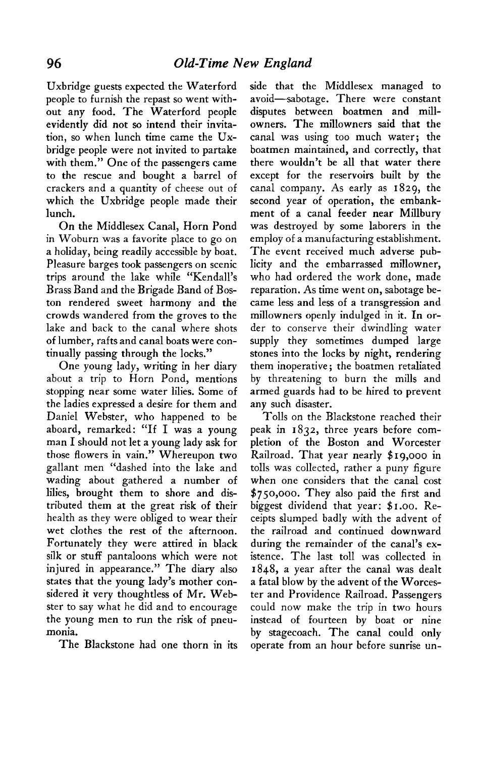Uxbridge guests expected the Waterford people to furnish the repast so went without any food. The Waterford people evidently did not so intend their invitation, so when lunch time came the Uxbridge people were not invited to partake with them." One of the passengers came to the rescue and bought a barrel of crackers and a quantity of cheese out of which the Uxbridge people made their lunch.

On the Middlesex Canal, Horn Pond in Woburn was a favorite place to go on a holiday, being readily accessible by boat. Pleasure barges took passengers on scenic trips around the lake while "Kendall's Brass Band and the Brigade Band of Boston rendered sweet harmony and the crowds wandered from the groves to the lake and back to the canal where shots of lumber, rafts and canal boats were continually passing through the locks."

One young lady, writing in her diary about a trip to Horn Pond, mentions stopping near some water lilies. Some of the ladies expressed a desire for them and Daniel Webster, who happened to be aboard, remarked: "If I was a young man I should not let a young lady ask for those flowers in vain." Whereupon two gallant men "dashed into the lake and wading about gathered a number of lilies, brought them to shore and distributed them at the great risk of their health as they were obliged to wear their wet clothes the rest of the afternoon. Fortunately they were attired in black silk or stuff pantaloons which were not injured in appearance." The diary also states that the young lady's mother considered it very thoughtless of Mr. Webster to say what he did and to encourage the young men to run the risk of pneumonia.

The Blackstone had one thorn in its side that the Middlesex managed to avoid—sabotage. There were constant disputes between boatmen and millowners. The millowners said that the canal was using too much water; the boatmen maintained, and correctly, that there wouldn't be all that water there except for the reservoirs built by the canal company. As early as 1829, the second year of operation, the embankment of a canal feeder near Millbury was destroyed by some laborers in the employ of a manufacturing establishment. The event received much adverse publicity and the embarrassed millowner, who had ordered the work done, made reparation. As time went on, sabotage became less and less of a transgression and millowners openly indulged in it. In order to conserve their dwindling water supply they sometimes dumped large stones into the locks by night, rendering them inoperative; the boatmen retaliated by threatening to burn the mills and armed guards had to be hired to prevent any such disaster.

Tolls on the Blackstone reached their peak in 1832, three years before completion of the Boston and Worcester Railroad. That year nearly $19,000 in tolls was collected, rather a puny figure when one considers that the canal cost $750,000. They also paid the first and biggest dividend that year: $1.00. Receipts slumped badly with the advent of the railroad and continued downward during the remainder of the canal's existence. The last toll was collected in 1848, a year after the canal was dealt a fatal blow by the advent of the Worcester and Providence Railroad. Passengers could now make the trip in two hours instead of fourteen by boat or nine by stagecoach. The canal could only operate from an hour before sunrise un-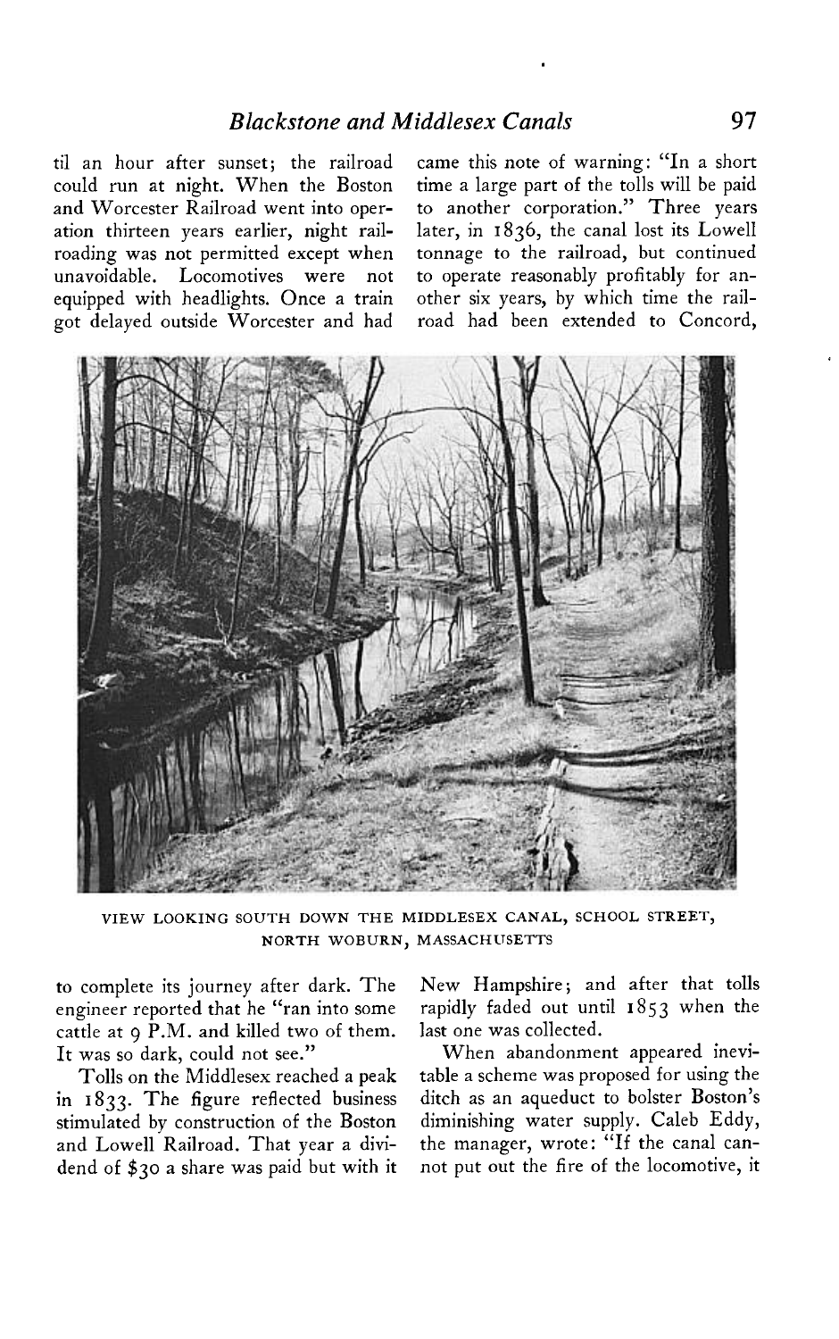til an hour after sunset; the railroad could run at night. When the Boston and Worcester Railroad went into operation thirteen years earlier, night railroading was not permitted except when unavoidable. Locomotives were not equipped with headlights. Once a train got delayed outside Worcester and had to complete its journey after dark. The engineer reported that he "ran into some cattle at 9 P.M. and killed two of them. It was so dark, could not see."

Tolls on the Middlesex reached a peak in 1833. The figure reflected business stimulated by construction of the Boston and Lowell Railroad. That year a dividend of $30 a share was paid but with it came this note of warning: "In a short time a large part of the tolls will be paid to another corporation." Three years later, in 1836, the canal lost its Lowell tonnage to the railroad, but continued to operate reasonably profitably for another six years, by which time the railroad had been extended to Concord, New Hampshire; and after that tolls rapidly faded out until 1853 when the last one was collected.

VIEW LOOKING SOUTH DOWN THE MIDDLESEX CANAL, SCHOOL STREET, NORTH WOBURN, MASSACHUSETTS

When abandonment appeared inevitable a scheme was proposed for using the ditch as an aqueduct to bolster Boston's diminishing water supply. Caleb Eddy, the manager, wrote: "If the canal cannot put out the fire of the locomotive, it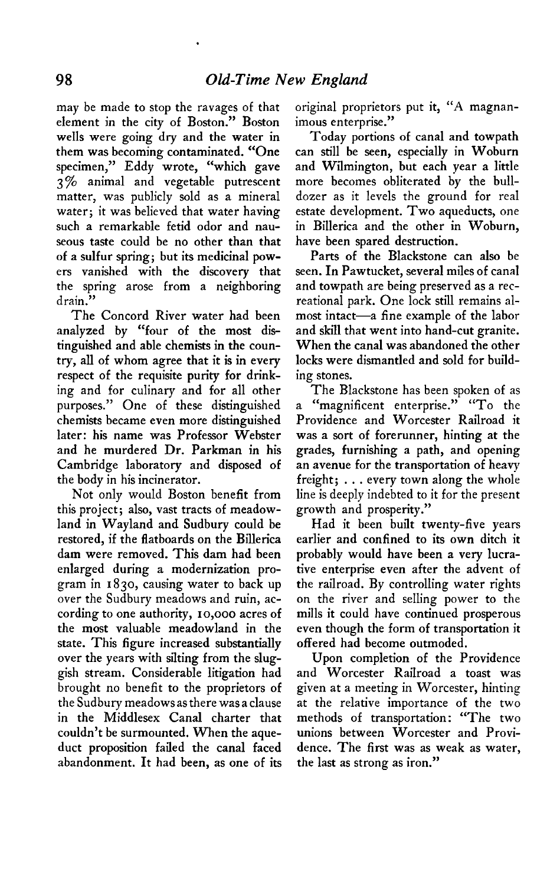may be made to stop the ravages of that element in the city of Boston." Boston wells were going dry and the water in them was becoming contaminated. "One specimen," Eddy wrote, "which gave 3% animal and vegetable putrescent matter, was publicly sold as a mineral water; it was believed that water having such a remarkable fetid odor and nauseous taste could be no other than that of a sulfur spring; but its medicinal powers vanished with the discovery that the spring arose from a neighboring drain."

The Concord River water had been analyzed by "four of the most distinguished and able chemists in the country, all of whom agree that it is in every respect of the requisite purity for drinking and for culinary and for all other purposes." One of these distinguished chemists became even more distinguished later: his name was Professor Webster and he murdered Dr. Parkman in his Cambridge laboratory and disposed of the body in his incinerator.

Not only would Boston benefit from this project; also, vast tracts of meadowland in Wayland and Sudbury could be restored, if the flatboards on the Billerica dam were removed. This dam had been enlarged during a modernization program in 1830, causing water to back up over the Sudbury meadows and ruin, according to one authority, 10,000 acres of the most valuable meadowland in the state. This figure increased substantially over the years with silting from the sluggish stream. Considerable litigation had brought no benefit to the proprietors of the Sudbury meadows as there was a clause in the Middlesex Canal charter that couldn't be surmounted. When the aqueduct proposition failed the canal faced abandonment. It had been, as one of its original proprietors put it, "A magnanimous enterprise."

Today portions of canal and towpath can still be seen, especially in Woburn and Wilmington, but each year a little more becomes obliterated by the bulldozer as it levels the ground for real estate development. Two aqueducts, one in Billerica and the other in Woburn, have been spared destruction.

Parts of the Blackstone can also be seen. In Pawtucket, several miles of canal and towpath are being preserved as a recreational park. One lock still remains almost intact—a fine example of the labor and skill that went into hand-cut granite. When the canal was abandoned the other locks were dismantled and sold for building stones.

The Blackstone has been spoken of as a "magnificent enterprise." "To the Providence and Worcester Railroad it was a sort of forerunner, hinting at the grades, furnishing a path, and opening an avenue for the transportation of heavy freight; . . . every town along the whole line is deeply indebted to it for the present growth and prosperity."

Had it been built twenty-five years earlier and confined to its own ditch it probably would have been a very lucrative enterprise even after the advent of the railroad. By controlling water rights on the river and selling power to the mills it could have continued prosperous even though the form of transportation it offered had become outmoded.

Upon completion of the Providence and Worcester Railroad a toast was given at a meeting in Worcester, hinting at the relative importance of the two methods of transportation: "The two unions between Worcester and Providence. The first was as weak as water, the last as strong as iron."